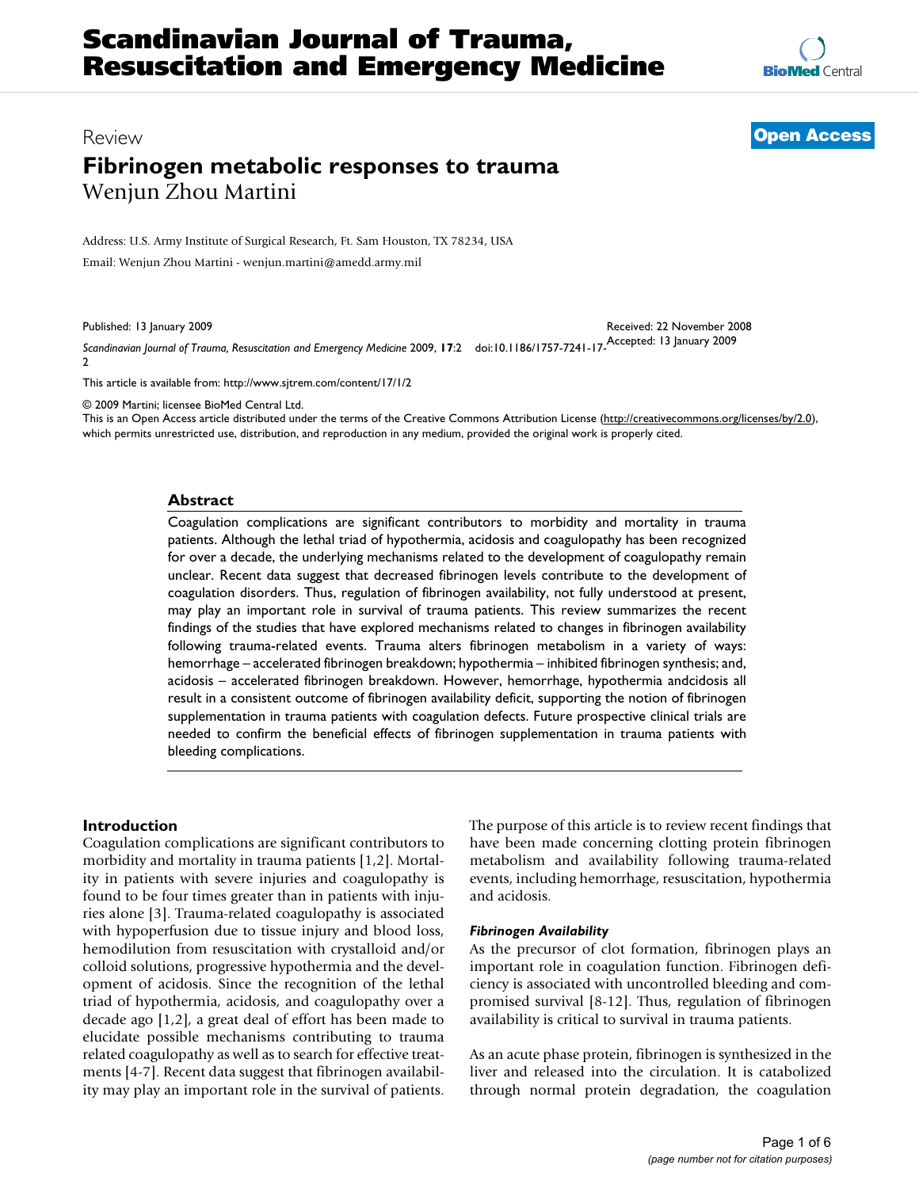# Scandinavian Journal of Trauma, Resuscitation and Emergency Medicine

Review

**Open Access**

# Fibrinogen metabolic responses to trauma

Wenjun Zhou Martini

Address: U.S. Army Institute of Surgical Research, Ft. Sam Houston, TX 78234, USA

Email: Wenjun Zhou Martini - wenjun.martini@amedd.army.mil

Published: 13 January 2009

Received: 22 November 2008

Accepted: 13 January 2009

*Scandinavian Journal of Trauma, Resuscitation and Emergency Medicine* 2009, **17**:2 doi:10.1186/1757-7241-17-2

This article is available from: http://www.sjtrem.com/content/17/1/2

© 2009 Martini; licensee BioMed Central Ltd.

This is an Open Access article distributed under the terms of the Creative Commons Attribution License (http://creativecommons.org/licenses/by/2.0), which permits unrestricted use, distribution, and reproduction in any medium, provided the original work is properly cited.

## Abstract

Coagulation complications are significant contributors to morbidity and mortality in trauma patients. Although the lethal triad of hypothermia, acidosis and coagulopathy has been recognized for over a decade, the underlying mechanisms related to the development of coagulopathy remain unclear. Recent data suggest that decreased fibrinogen levels contribute to the development of coagulation disorders. Thus, regulation of fibrinogen availability, not fully understood at present, may play an important role in survival of trauma patients. This review summarizes the recent findings of the studies that have explored mechanisms related to changes in fibrinogen availability following trauma-related events. Trauma alters fibrinogen metabolism in a variety of ways: hemorrhage – accelerated fibrinogen breakdown; hypothermia – inhibited fibrinogen synthesis; and, acidosis – accelerated fibrinogen breakdown. However, hemorrhage, hypothermia andcidosis all result in a consistent outcome of fibrinogen availability deficit, supporting the notion of fibrinogen supplementation in trauma patients with coagulation defects. Future prospective clinical trials are needed to confirm the beneficial effects of fibrinogen supplementation in trauma patients with bleeding complications.

## Introduction

Coagulation complications are significant contributors to morbidity and mortality in trauma patients [1,2]. Mortality in patients with severe injuries and coagulopathy is found to be four times greater than in patients with injuries alone [3]. Trauma-related coagulopathy is associated with hypoperfusion due to tissue injury and blood loss, hemodilution from resuscitation with crystalloid and/or colloid solutions, progressive hypothermia and the development of acidosis. Since the recognition of the lethal triad of hypothermia, acidosis, and coagulopathy over a decade ago [1,2], a great deal of effort has been made to elucidate possible mechanisms contributing to trauma related coagulopathy as well as to search for effective treatments [4-7]. Recent data suggest that fibrinogen availability may play an important role in the survival of patients.

The purpose of this article is to review recent findings that have been made concerning clotting protein fibrinogen metabolism and availability following trauma-related events, including hemorrhage, resuscitation, hypothermia and acidosis.

### *Fibrinogen Availability*

As the precursor of clot formation, fibrinogen plays an important role in coagulation function. Fibrinogen deficiency is associated with uncontrolled bleeding and compromised survival [8-12]. Thus, regulation of fibrinogen availability is critical to survival in trauma patients.

As an acute phase protein, fibrinogen is synthesized in the liver and released into the circulation. It is catabolized through normal protein degradation, the coagulation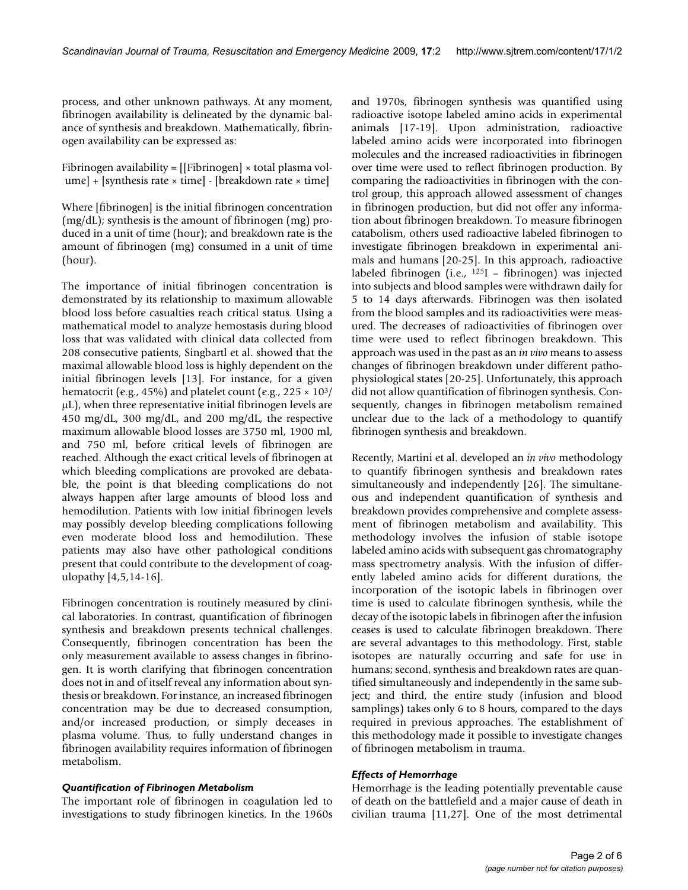process, and other unknown pathways. At any moment, fibrinogen availability is delineated by the dynamic balance of synthesis and breakdown. Mathematically, fibrinogen availability can be expressed as:

Fibrinogen availability = [[Fibrinogen] × total plasma volume] + [synthesis rate × time] - [breakdown rate × time]

Where [fibrinogen] is the initial fibrinogen concentration (mg/dL); synthesis is the amount of fibrinogen (mg) produced in a unit of time (hour); and breakdown rate is the amount of fibrinogen (mg) consumed in a unit of time (hour).

The importance of initial fibrinogen concentration is demonstrated by its relationship to maximum allowable blood loss before casualties reach critical status. Using a mathematical model to analyze hemostasis during blood loss that was validated with clinical data collected from 208 consecutive patients, Singbartl et al. showed that the maximal allowable blood loss is highly dependent on the initial fibrinogen levels [13]. For instance, for a given hematocrit (e.g., 45%) and platelet count (e.g., $225 \times 10^3$/μL), when three representative initial fibrinogen levels are 450 mg/dL, 300 mg/dL, and 200 mg/dL, the respective maximum allowable blood losses are 3750 ml, 1900 ml, and 750 ml, before critical levels of fibrinogen are reached. Although the exact critical levels of fibrinogen at which bleeding complications are provoked are debatable, the point is that bleeding complications do not always happen after large amounts of blood loss and hemodilution. Patients with low initial fibrinogen levels may possibly develop bleeding complications following even moderate blood loss and hemodilution. These patients may also have other pathological conditions present that could contribute to the development of coagulopathy [4,5,14-16].

Fibrinogen concentration is routinely measured by clinical laboratories. In contrast, quantification of fibrinogen synthesis and breakdown presents technical challenges. Consequently, fibrinogen concentration has been the only measurement available to assess changes in fibrinogen. It is worth clarifying that fibrinogen concentration does not in and of itself reveal any information about synthesis or breakdown. For instance, an increased fibrinogen concentration may be due to decreased consumption, and/or increased production, or simply deceases in plasma volume. Thus, to fully understand changes in fibrinogen availability requires information of fibrinogen metabolism.

### *Quantification of Fibrinogen Metabolism*

The important role of fibrinogen in coagulation led to investigations to study fibrinogen kinetics. In the 1960s and 1970s, fibrinogen synthesis was quantified using radioactive isotope labeled amino acids in experimental animals [17-19]. Upon administration, radioactive labeled amino acids were incorporated into fibrinogen molecules and the increased radioactivities in fibrinogen over time were used to reflect fibrinogen production. By comparing the radioactivities in fibrinogen with the control group, this approach allowed assessment of changes in fibrinogen production, but did not offer any information about fibrinogen breakdown. To measure fibrinogen catabolism, others used radioactive labeled fibrinogen to investigate fibrinogen breakdown in experimental animals and humans [20-25]. In this approach, radioactive labeled fibrinogen (i.e., $^{125}$I – fibrinogen) was injected into subjects and blood samples were withdrawn daily for 5 to 14 days afterwards. Fibrinogen was then isolated from the blood samples and its radioactivities were measured. The decreases of radioactivities of fibrinogen over time were used to reflect fibrinogen breakdown. This approach was used in the past as an *in vivo* means to assess changes of fibrinogen breakdown under different pathophysiological states [20-25]. Unfortunately, this approach did not allow quantification of fibrinogen synthesis. Consequently, changes in fibrinogen metabolism remained unclear due to the lack of a methodology to quantify fibrinogen synthesis and breakdown.

Recently, Martini et al. developed an *in vivo* methodology to quantify fibrinogen synthesis and breakdown rates simultaneously and independently [26]. The simultaneous and independent quantification of synthesis and breakdown provides comprehensive and complete assessment of fibrinogen metabolism and availability. This methodology involves the infusion of stable isotope labeled amino acids with subsequent gas chromatography mass spectrometry analysis. With the infusion of differently labeled amino acids for different durations, the incorporation of the isotopic labels in fibrinogen over time is used to calculate fibrinogen synthesis, while the decay of the isotopic labels in fibrinogen after the infusion ceases is used to calculate fibrinogen breakdown. There are several advantages to this methodology. First, stable isotopes are naturally occurring and safe for use in humans; second, synthesis and breakdown rates are quantified simultaneously and independently in the same subject; and third, the entire study (infusion and blood samplings) takes only 6 to 8 hours, compared to the days required in previous approaches. The establishment of this methodology made it possible to investigate changes of fibrinogen metabolism in trauma.

### *Effects of Hemorrhage*

Hemorrhage is the leading potentially preventable cause of death on the battlefield and a major cause of death in civilian trauma [11,27]. One of the most detrimental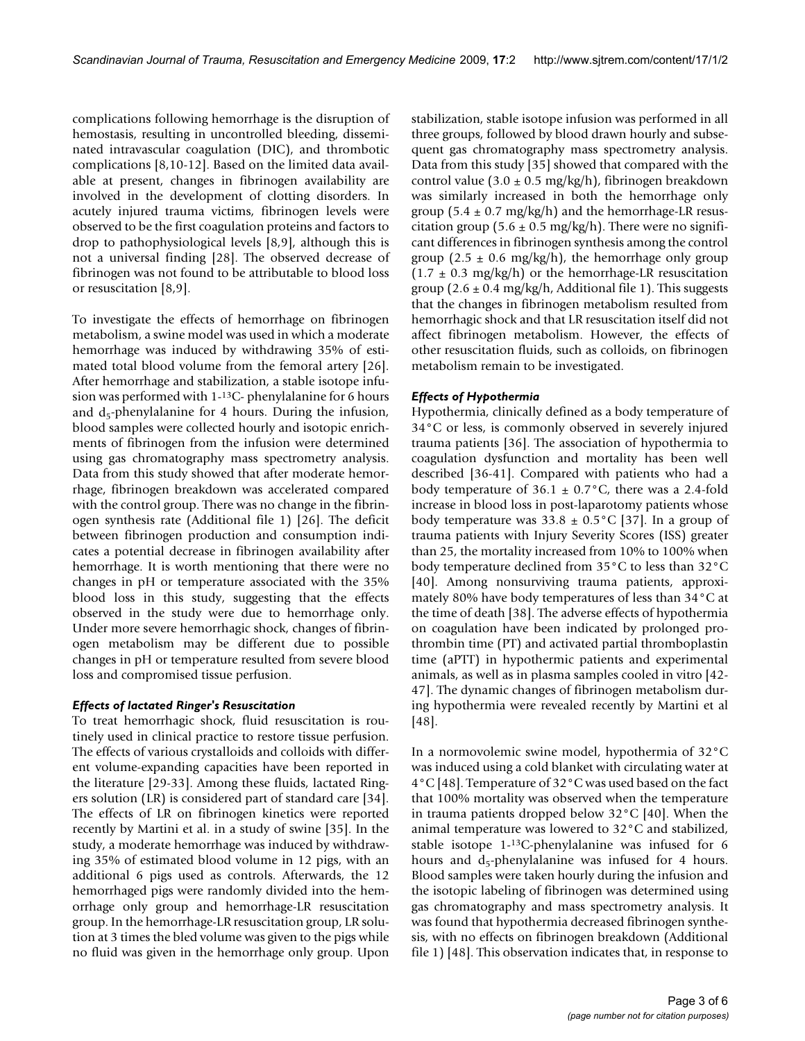complications following hemorrhage is the disruption of hemostasis, resulting in uncontrolled bleeding, disseminated intravascular coagulation (DIC), and thrombotic complications [8,10-12]. Based on the limited data available at present, changes in fibrinogen availability are involved in the development of clotting disorders. In acutely injured trauma victims, fibrinogen levels were observed to be the first coagulation proteins and factors to drop to pathophysiological levels [8,9], although this is not a universal finding [28]. The observed decrease of fibrinogen was not found to be attributable to blood loss or resuscitation [8,9].

To investigate the effects of hemorrhage on fibrinogen metabolism, a swine model was used in which a moderate hemorrhage was induced by withdrawing 35% of estimated total blood volume from the femoral artery [26]. After hemorrhage and stabilization, a stable isotope infusion was performed with 1-$^{13}$C- phenylalanine for 6 hours and $d_5$-phenylalanine for 4 hours. During the infusion, blood samples were collected hourly and isotopic enrichments of fibrinogen from the infusion were determined using gas chromatography mass spectrometry analysis. Data from this study showed that after moderate hemorrhage, fibrinogen breakdown was accelerated compared with the control group. There was no change in the fibrinogen synthesis rate (Additional file 1) [26]. The deficit between fibrinogen production and consumption indicates a potential decrease in fibrinogen availability after hemorrhage. It is worth mentioning that there were no changes in pH or temperature associated with the 35% blood loss in this study, suggesting that the effects observed in the study were due to hemorrhage only. Under more severe hemorrhagic shock, changes of fibrinogen metabolism may be different due to possible changes in pH or temperature resulted from severe blood loss and compromised tissue perfusion.

### *Effects of lactated Ringer's Resuscitation*

To treat hemorrhagic shock, fluid resuscitation is routinely used in clinical practice to restore tissue perfusion. The effects of various crystalloids and colloids with different volume-expanding capacities have been reported in the literature [29-33]. Among these fluids, lactated Ringers solution (LR) is considered part of standard care [34]. The effects of LR on fibrinogen kinetics were reported recently by Martini et al. in a study of swine [35]. In the study, a moderate hemorrhage was induced by withdrawing 35% of estimated blood volume in 12 pigs, with an additional 6 pigs used as controls. Afterwards, the 12 hemorrhaged pigs were randomly divided into the hemorrhage only group and hemorrhage-LR resuscitation group. In the hemorrhage-LR resuscitation group, LR solution at 3 times the bled volume was given to the pigs while no fluid was given in the hemorrhage only group. Upon stabilization, stable isotope infusion was performed in all three groups, followed by blood drawn hourly and subsequent gas chromatography mass spectrometry analysis. Data from this study [35] showed that compared with the control value ($3.0 \pm 0.5$ mg/kg/h), fibrinogen breakdown was similarly increased in both the hemorrhage only group ($5.4 \pm 0.7$ mg/kg/h) and the hemorrhage-LR resuscitation group ($5.6 \pm 0.5$ mg/kg/h). There were no significant differences in fibrinogen synthesis among the control group ($2.5 \pm 0.6$ mg/kg/h), the hemorrhage only group ($1.7 \pm 0.3$ mg/kg/h) or the hemorrhage-LR resuscitation group ($2.6 \pm 0.4$ mg/kg/h, Additional file 1). This suggests that the changes in fibrinogen metabolism resulted from hemorrhagic shock and that LR resuscitation itself did not affect fibrinogen metabolism. However, the effects of other resuscitation fluids, such as colloids, on fibrinogen metabolism remain to be investigated.

### *Effects of Hypothermia*

Hypothermia, clinically defined as a body temperature of 34°C or less, is commonly observed in severely injured trauma patients [36]. The association of hypothermia to coagulation dysfunction and mortality has been well described [36-41]. Compared with patients who had a body temperature of $36.1 \pm 0.7$°C, there was a 2.4-fold increase in blood loss in post-laparotomy patients whose body temperature was $33.8 \pm 0.5$°C [37]. In a group of trauma patients with Injury Severity Scores (ISS) greater than 25, the mortality increased from 10% to 100% when body temperature declined from 35°C to less than 32°C [40]. Among nonsurviving trauma patients, approximately 80% have body temperatures of less than 34°C at the time of death [38]. The adverse effects of hypothermia on coagulation have been indicated by prolonged prothrombin time (PT) and activated partial thromboplastin time (aPTT) in hypothermic patients and experimental animals, as well as in plasma samples cooled in vitro [42-47]. The dynamic changes of fibrinogen metabolism during hypothermia were revealed recently by Martini et al [48].

In a normovolemic swine model, hypothermia of 32°C was induced using a cold blanket with circulating water at 4°C [48]. Temperature of 32°C was used based on the fact that 100% mortality was observed when the temperature in trauma patients dropped below 32°C [40]. When the animal temperature was lowered to 32°C and stabilized, stable isotope 1-$^{13}$C-phenylalanine was infused for 6 hours and $d_5$-phenylalanine was infused for 4 hours. Blood samples were taken hourly during the infusion and the isotopic labeling of fibrinogen was determined using gas chromatography and mass spectrometry analysis. It was found that hypothermia decreased fibrinogen synthesis, with no effects on fibrinogen breakdown (Additional file 1) [48]. This observation indicates that, in response to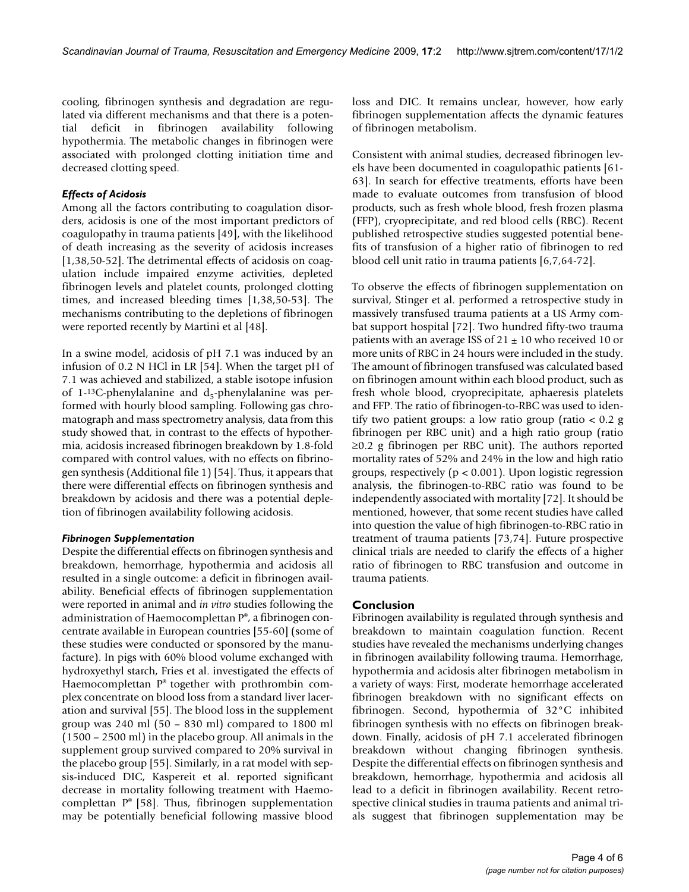cooling, fibrinogen synthesis and degradation are regulated via different mechanisms and that there is a potential deficit in fibrinogen availability following hypothermia. The metabolic changes in fibrinogen were associated with prolonged clotting initiation time and decreased clotting speed.

### *Effects of Acidosis*

Among all the factors contributing to coagulation disorders, acidosis is one of the most important predictors of coagulopathy in trauma patients [49], with the likelihood of death increasing as the severity of acidosis increases [1,38,50-52]. The detrimental effects of acidosis on coagulation include impaired enzyme activities, depleted fibrinogen levels and platelet counts, prolonged clotting times, and increased bleeding times [1,38,50-53]. The mechanisms contributing to the depletions of fibrinogen were reported recently by Martini et al [48].

In a swine model, acidosis of pH 7.1 was induced by an infusion of 0.2 N HCl in LR [54]. When the target pH of 7.1 was achieved and stabilized, a stable isotope infusion of 1-$^{13}$C-phenylalanine and $d_5$-phenylalanine was performed with hourly blood sampling. Following gas chromatograph and mass spectrometry analysis, data from this study showed that, in contrast to the effects of hypothermia, acidosis increased fibrinogen breakdown by 1.8-fold compared with control values, with no effects on fibrinogen synthesis (Additional file 1) [54]. Thus, it appears that there were differential effects on fibrinogen synthesis and breakdown by acidosis and there was a potential depletion of fibrinogen availability following acidosis.

### *Fibrinogen Supplementation*

Despite the differential effects on fibrinogen synthesis and breakdown, hemorrhage, hypothermia and acidosis all resulted in a single outcome: a deficit in fibrinogen availability. Beneficial effects of fibrinogen supplementation were reported in animal and *in vitro* studies following the administration of Haemocomplettan P®, a fibrinogen concentrate available in European countries [55-60] (some of these studies were conducted or sponsored by the manufacture). In pigs with 60% blood volume exchanged with hydroxyethyl starch, Fries et al. investigated the effects of Haemocomplettan P® together with prothrombin complex concentrate on blood loss from a standard liver laceration and survival [55]. The blood loss in the supplement group was 240 ml (50 – 830 ml) compared to 1800 ml (1500 – 2500 ml) in the placebo group. All animals in the supplement group survived compared to 20% survival in the placebo group [55]. Similarly, in a rat model with sepsis-induced DIC, Kaspereit et al. reported significant decrease in mortality following treatment with Haemocomplettan P® [58]. Thus, fibrinogen supplementation may be potentially beneficial following massive blood loss and DIC. It remains unclear, however, how early fibrinogen supplementation affects the dynamic features of fibrinogen metabolism.

Consistent with animal studies, decreased fibrinogen levels have been documented in coagulopathic patients [61-63]. In search for effective treatments, efforts have been made to evaluate outcomes from transfusion of blood products, such as fresh whole blood, fresh frozen plasma (FFP), cryoprecipitate, and red blood cells (RBC). Recent published retrospective studies suggested potential benefits of transfusion of a higher ratio of fibrinogen to red blood cell unit ratio in trauma patients [6,7,64-72].

To observe the effects of fibrinogen supplementation on survival, Stinger et al. performed a retrospective study in massively transfused trauma patients at a US Army combat support hospital [72]. Two hundred fifty-two trauma patients with an average ISS of $21 \pm 10$ who received 10 or more units of RBC in 24 hours were included in the study. The amount of fibrinogen transfused was calculated based on fibrinogen amount within each blood product, such as fresh whole blood, cryoprecipitate, aphaeresis platelets and FFP. The ratio of fibrinogen-to-RBC was used to identify two patient groups: a low ratio group (ratio < 0.2 g fibrinogen per RBC unit) and a high ratio group (ratio ≥0.2 g fibrinogen per RBC unit). The authors reported mortality rates of 52% and 24% in the low and high ratio groups, respectively ($p < 0.001$). Upon logistic regression analysis, the fibrinogen-to-RBC ratio was found to be independently associated with mortality [72]. It should be mentioned, however, that some recent studies have called into question the value of high fibrinogen-to-RBC ratio in treatment of trauma patients [73,74]. Future prospective clinical trials are needed to clarify the effects of a higher ratio of fibrinogen to RBC transfusion and outcome in trauma patients.

## Conclusion

Fibrinogen availability is regulated through synthesis and breakdown to maintain coagulation function. Recent studies have revealed the mechanisms underlying changes in fibrinogen availability following trauma. Hemorrhage, hypothermia and acidosis alter fibrinogen metabolism in a variety of ways: First, moderate hemorrhage accelerated fibrinogen breakdown with no significant effects on fibrinogen. Second, hypothermia of 32°C inhibited fibrinogen synthesis with no effects on fibrinogen breakdown. Finally, acidosis of pH 7.1 accelerated fibrinogen breakdown without changing fibrinogen synthesis. Despite the differential effects on fibrinogen synthesis and breakdown, hemorrhage, hypothermia and acidosis all lead to a deficit in fibrinogen availability. Recent retrospective clinical studies in trauma patients and animal trials suggest that fibrinogen supplementation may be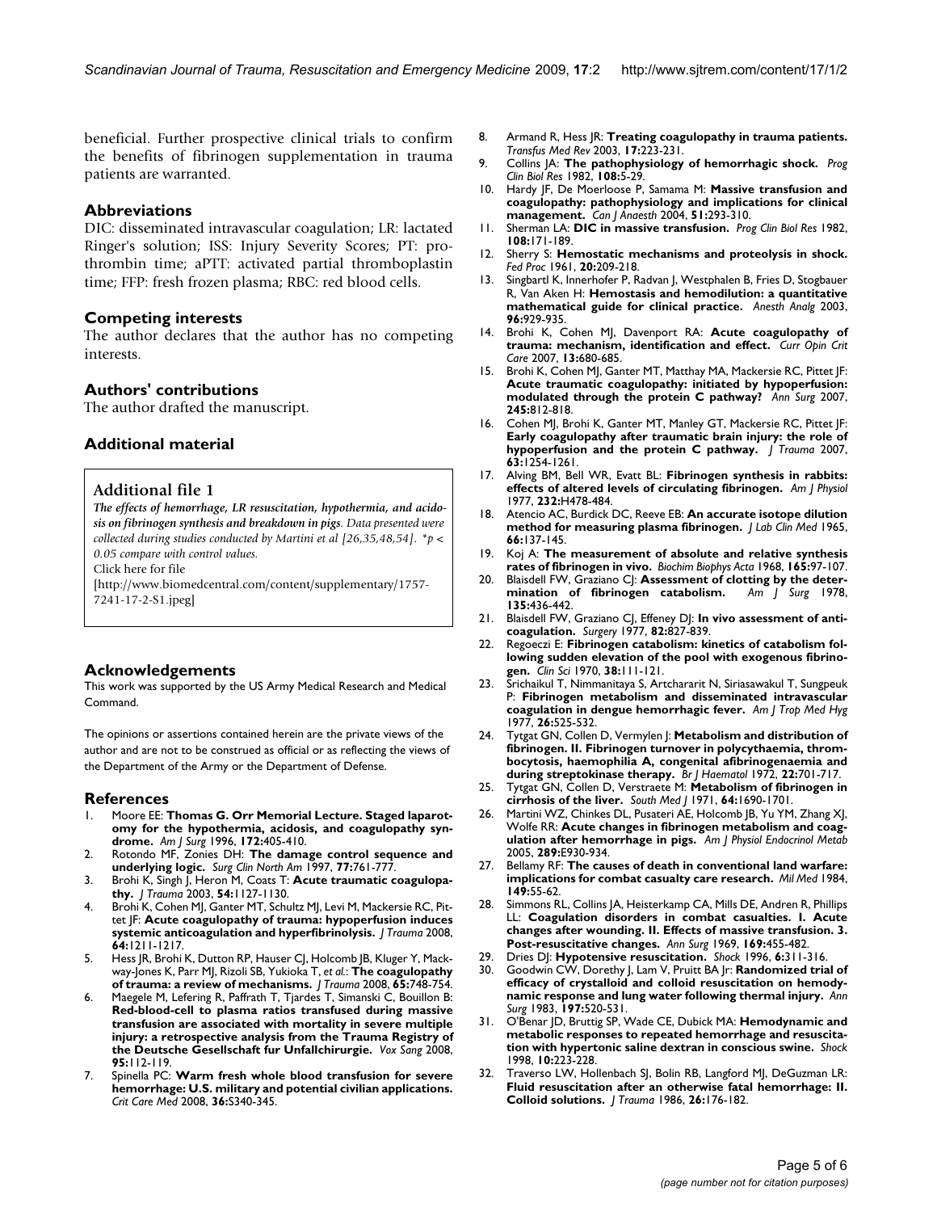beneficial. Further prospective clinical trials to confirm the benefits of fibrinogen supplementation in trauma patients are warranted.

## Abbreviations

DIC: disseminated intravascular coagulation; LR: lactated Ringer's solution; ISS: Injury Severity Scores; PT: prothrombin time; aPTT: activated partial thromboplastin time; FFP: fresh frozen plasma; RBC: red blood cells.

## Competing interests

The author declares that the author has no competing interests.

## Authors' contributions

The author drafted the manuscript.

## Additional material

### Additional file 1

*The effects of hemorrhage, LR resuscitation, hypothermia, and acidosis on fibrinogen synthesis and breakdown in pigs. Data presented were collected during studies conducted by Martini et al [26,35,48,54]. *p < 0.05 compare with control values.*
Click here for file
[http://www.biomedcentral.com/content/supplementary/1757-7241-17-2-S1.jpeg]

## Acknowledgements

This work was supported by the US Army Medical Research and Medical Command.

The opinions or assertions contained herein are the private views of the author and are not to be construed as official or as reflecting the views of the Department of the Army or the Department of Defense.

## References

1. Moore EE: **Thomas G. Orr Memorial Lecture. Staged laparotomy for the hypothermia, acidosis, and coagulopathy syndrome.** *Am J Surg* 1996, **172:**405-410.
2. Rotondo MF, Zonies DH: **The damage control sequence and underlying logic.** *Surg Clin North Am* 1997, **77:**761-777.
3. Brohi K, Singh J, Heron M, Coats T: **Acute traumatic coagulopathy.** *J Trauma* 2003, **54:**1127-1130.
4. Brohi K, Cohen MJ, Ganter MT, Schultz MJ, Levi M, Mackersie RC, Pittet JF: **Acute coagulopathy of trauma: hypoperfusion induces systemic anticoagulation and hyperfibrinolysis.** *J Trauma* 2008, **64:**1211-1217.
5. Hess JR, Brohi K, Dutton RP, Hauser CJ, Holcomb JB, Kluger Y, Mackway-Jones K, Parr MJ, Rizoli SB, Yukioka T, *et al.*: **The coagulopathy of trauma: a review of mechanisms.** *J Trauma* 2008, **65:**748-754.
6. Maegele M, Lefering R, Paffrath T, Tjardes T, Simanski C, Bouillon B: **Red-blood-cell to plasma ratios transfused during massive transfusion are associated with mortality in severe multiple injury: a retrospective analysis from the Trauma Registry of the Deutsche Gesellschaft fur Unfallchirurgie.** *Vox Sang* 2008, **95:**112-119.
7. Spinella PC: **Warm fresh whole blood transfusion for severe hemorrhage: U.S. military and potential civilian applications.** *Crit Care Med* 2008, **36:**S340-345.
8. Armand R, Hess JR: **Treating coagulopathy in trauma patients.** *Transfus Med Rev* 2003, **17:**223-231.
9. Collins JA: **The pathophysiology of hemorrhagic shock.** *Prog Clin Biol Res* 1982, **108:**5-29.
10. Hardy JF, De Moerloose P, Samama M: **Massive transfusion and coagulopathy: pathophysiology and implications for clinical management.** *Can J Anaesth* 2004, **51:**293-310.
11. Sherman LA: **DIC in massive transfusion.** *Prog Clin Biol Res* 1982, **108:**171-189.
12. Sherry S: **Hemostatic mechanisms and proteolysis in shock.** *Fed Proc* 1961, **20:**209-218.
13. Singbartl K, Innerhofer P, Radvan J, Westphalen B, Fries D, Stogbauer R, Van Aken H: **Hemostasis and hemodilution: a quantitative mathematical guide for clinical practice.** *Anesth Analg* 2003, **96:**929-935.
14. Brohi K, Cohen MJ, Davenport RA: **Acute coagulopathy of trauma: mechanism, identification and effect.** *Curr Opin Crit Care* 2007, **13:**680-685.
15. Brohi K, Cohen MJ, Ganter MT, Matthay MA, Mackersie RC, Pittet JF: **Acute traumatic coagulopathy: initiated by hypoperfusion: modulated through the protein C pathway?** *Ann Surg* 2007, **245:**812-818.
16. Cohen MJ, Brohi K, Ganter MT, Manley GT, Mackersie RC, Pittet JF: **Early coagulopathy after traumatic brain injury: the role of hypoperfusion and the protein C pathway.** *J Trauma* 2007, **63:**1254-1261.
17. Alving BM, Bell WR, Evatt BL: **Fibrinogen synthesis in rabbits: effects of altered levels of circulating fibrinogen.** *Am J Physiol* 1977, **232:**H478-484.
18. Atencio AC, Burdick DC, Reeve EB: **An accurate isotope dilution method for measuring plasma fibrinogen.** *J Lab Clin Med* 1965, **66:**137-145.
19. Koj A: **The measurement of absolute and relative synthesis rates of fibrinogen in vivo.** *Biochim Biophys Acta* 1968, **165:**97-107.
20. Blaisdell FW, Graziano CJ: **Assessment of clotting by the determination of fibrinogen catabolism.** *Am J Surg* 1978, **135:**436-442.
21. Blaisdell FW, Graziano CJ, Effeney DJ: **In vivo assessment of anticoagulation.** *Surgery* 1977, **82:**827-839.
22. Regoeczi E: **Fibrinogen catabolism: kinetics of catabolism following sudden elevation of the pool with exogenous fibrinogen.** *Clin Sci* 1970, **38:**111-121.
23. Srichaikul T, Nimmanitaya S, Artchararit N, Siriasawakul T, Sungpeuk P: **Fibrinogen metabolism and disseminated intravascular coagulation in dengue hemorrhagic fever.** *Am J Trop Med Hyg* 1977, **26:**525-532.
24. Tytgat GN, Collen D, Vermylen J: **Metabolism and distribution of fibrinogen. II. Fibrinogen turnover in polycythaemia, thrombocytosis, haemophilia A, congenital afibrinogenaemia and during streptokinase therapy.** *Br J Haematol* 1972, **22:**701-717.
25. Tytgat GN, Collen D, Verstraete M: **Metabolism of fibrinogen in cirrhosis of the liver.** *South Med J* 1971, **64:**1690-1701.
26. Martini WZ, Chinkes DL, Pusateri AE, Holcomb JB, Yu YM, Zhang XJ, Wolfe RR: **Acute changes in fibrinogen metabolism and coagulation after hemorrhage in pigs.** *Am J Physiol Endocrinol Metab* 2005, **289:**E930-934.
27. Bellamy RF: **The causes of death in conventional land warfare: implications for combat casualty care research.** *Mil Med* 1984, **149:**55-62.
28. Simmons RL, Collins JA, Heisterkamp CA, Mills DE, Andren R, Phillips LL: **Coagulation disorders in combat casualties. I. Acute changes after wounding. II. Effects of massive transfusion. 3. Post-resuscitative changes.** *Ann Surg* 1969, **169:**455-482.
29. Dries DJ: **Hypotensive resuscitation.** *Shock* 1996, **6:**311-316.
30. Goodwin CW, Dorethy J, Lam V, Pruitt BA Jr: **Randomized trial of efficacy of crystalloid and colloid resuscitation on hemodynamic response and lung water following thermal injury.** *Ann Surg* 1983, **197:**520-531.
31. O'Benar JD, Bruttig SP, Wade CE, Dubick MA: **Hemodynamic and metabolic responses to repeated hemorrhage and resuscitation with hypertonic saline dextran in conscious swine.** *Shock* 1998, **10:**223-228.
32. Traverso LW, Hollenbach SJ, Bolin RB, Langford MJ, DeGuzman LR: **Fluid resuscitation after an otherwise fatal hemorrhage: II. Colloid solutions.** *J Trauma* 1986, **26:**176-182.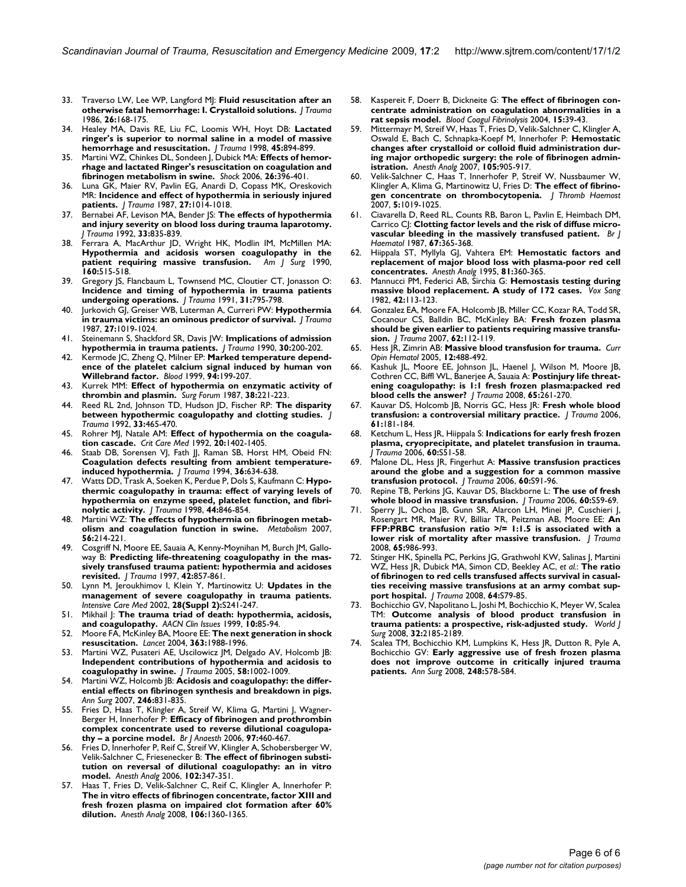33. Traverso LW, Lee WP, Langford MJ: **Fluid resuscitation after an otherwise fatal hemorrhage: I. Crystalloid solutions.** *J Trauma* 1986, **26:**168-175.
34. Healey MA, Davis RE, Liu FC, Loomis WH, Hoyt DB: **Lactated ringer's is superior to normal saline in a model of massive hemorrhage and resuscitation.** *J Trauma* 1998, **45:**894-899.
35. Martini WZ, Chinkes DL, Sondeen J, Dubick MA: **Effects of hemorrhage and lactated Ringer's resuscitation on coagulation and fibrinogen metabolism in swine.** *Shock* 2006, **26:**396-401.
36. Luna GK, Maier RV, Pavlin EG, Anardi D, Copass MK, Oreskovich MR: **Incidence and effect of hypothermia in seriously injured patients.** *J Trauma* 1987, **27:**1014-1018.
37. Bernabei AF, Levison MA, Bender JS: **The effects of hypothermia and injury severity on blood loss during trauma laparotomy.** *J Trauma* 1992, **33:**835-839.
38. Ferrara A, MacArthur JD, Wright HK, Modlin IM, McMillen MA: **Hypothermia and acidosis worsen coagulopathy in the patient requiring massive transfusion.** *Am J Surg* 1990, **160:**515-518.
39. Gregory JS, Flancbaum L, Townsend MC, Cloutier CT, Jonasson O: **Incidence and timing of hypothermia in trauma patients undergoing operations.** *J Trauma* 1991, **31:**795-798.
40. Jurkovich GJ, Greiser WB, Luterman A, Curreri PW: **Hypothermia in trauma victims: an ominous predictor of survival.** *J Trauma* 1987, **27:**1019-1024.
41. Steinemann S, Shackford SR, Davis JW: **Implications of admission hypothermia in trauma patients.** *J Trauma* 1990, **30:**200-202.
42. Kermode JC, Zheng Q, Milner EP: **Marked temperature dependence of the platelet calcium signal induced by human von Willebrand factor.** *Blood* 1999, **94:**199-207.
43. Kurrek MM: **Effect of hypothermia on enzymatic activity of thrombin and plasmin.** *Surg Forum* 1987, **38:**221-223.
44. Reed RL 2nd, Johnson TD, Hudson JD, Fischer RP: **The disparity between hypothermic coagulopathy and clotting studies.** *J Trauma* 1992, **33:**465-470.
45. Rohrer MJ, Natale AM: **Effect of hypothermia on the coagulation cascade.** *Crit Care Med* 1992, **20:**1402-1405.
46. Staab DB, Sorensen VJ, Fath JJ, Raman SB, Horst HM, Obeid FN: **Coagulation defects resulting from ambient temperature-induced hypothermia.** *J Trauma* 1994, **36:**634-638.
47. Watts DD, Trask A, Soeken K, Perdue P, Dols S, Kaufmann C: **Hypothermic coagulopathy in trauma: effect of varying levels of hypothermia on enzyme speed, platelet function, and fibrinolytic activity.** *J Trauma* 1998, **44:**846-854.
48. Martini WZ: **The effects of hypothermia on fibrinogen metabolism and coagulation function in swine.** *Metabolism* 2007, **56:**214-221.
49. Cosgriff N, Moore EE, Sauaia A, Kenny-Moynihan M, Burch JM, Galloway B: **Predicting life-threatening coagulopathy in the massively transfused trauma patient: hypothermia and acidoses revisited.** *J Trauma* 1997, **42:**857-861.
50. Lynn M, Jeroukhimov I, Klein Y, Martinowitz U: **Updates in the management of severe coagulopathy in trauma patients.** *Intensive Care Med* 2002, **28(Suppl 2):**S241-247.
51. Mikhail J: **The trauma triad of death: hypothermia, acidosis, and coagulopathy.** *AACN Clin Issues* 1999, **10:**85-94.
52. Moore FA, McKinley BA, Moore EE: **The next generation in shock resuscitation.** *Lancet* 2004, **363:**1988-1996.
53. Martini WZ, Pusateri AE, Uscilowicz JM, Delgado AV, Holcomb JB: **Independent contributions of hypothermia and acidosis to coagulopathy in swine.** *J Trauma* 2005, **58:**1002-1009.
54. Martini WZ, Holcomb JB: **Acidosis and coagulopathy: the differential effects on fibrinogen synthesis and breakdown in pigs.** *Ann Surg* 2007, **246:**831-835.
55. Fries D, Haas T, Klingler A, Streif W, Klima G, Martini J, Wagner-Berger H, Innerhofer P: **Efficacy of fibrinogen and prothrombin complex concentrate used to reverse dilutional coagulopathy – a porcine model.** *Br J Anaesth* 2006, **97:**460-467.
56. Fries D, Innerhofer P, Reif C, Streif W, Klingler A, Schobersberger W, Velik-Salchner C, Friesenecker B: **The effect of fibrinogen substitution on reversal of dilutional coagulopathy: an in vitro model.** *Anesth Analg* 2006, **102:**347-351.
57. Haas T, Fries D, Velik-Salchner C, Reif C, Klingler A, Innerhofer P: **The in vitro effects of fibrinogen concentrate, factor XIII and fresh frozen plasma on impaired clot formation after 60% dilution.** *Anesth Analg* 2008, **106:**1360-1365.
58. Kaspereit F, Doerr B, Dickneite G: **The effect of fibrinogen concentrate administration on coagulation abnormalities in a rat sepsis model.** *Blood Coagul Fibrinolysis* 2004, **15:**39-43.
59. Mittermayr M, Streif W, Haas T, Fries D, Velik-Salchner C, Klingler A, Oswald E, Bach C, Schnapka-Koepf M, Innerhofer P: **Hemostatic changes after crystalloid or colloid fluid administration during major orthopedic surgery: the role of fibrinogen administration.** *Anesth Analg* 2007, **105:**905-917.
60. Velik-Salchner C, Haas T, Innerhofer P, Streif W, Nussbaumer W, Klingler A, Klima G, Martinowitz U, Fries D: **The effect of fibrinogen concentrate on thrombocytopenia.** *J Thromb Haemost* 2007, **5:**1019-1025.
61. Ciavarella D, Reed RL, Counts RB, Baron L, Pavlin E, Heimbach DM, Carrico CJ: **Clotting factor levels and the risk of diffuse microvascular bleeding in the massively transfused patient.** *Br J Haematol* 1987, **67:**365-368.
62. Hiippala ST, Myllyla GJ, Vahtera EM: **Hemostatic factors and replacement of major blood loss with plasma-poor red cell concentrates.** *Anesth Analg* 1995, **81:**360-365.
63. Mannucci PM, Federici AB, Sirchia G: **Hemostasis testing during massive blood replacement. A study of 172 cases.** *Vox Sang* 1982, **42:**113-123.
64. Gonzalez EA, Moore FA, Holcomb JB, Miller CC, Kozar RA, Todd SR, Cocanour CS, Balldin BC, McKinley BA: **Fresh frozen plasma should be given earlier to patients requiring massive transfusion.** *J Trauma* 2007, **62:**112-119.
65. Hess JR, Zimrin AB: **Massive blood transfusion for trauma.** *Curr Opin Hematol* 2005, **12:**488-492.
66. Kashuk JL, Moore EE, Johnson JL, Haenel J, Wilson M, Moore JB, Cothren CC, Biffl WL, Banerjee A, Sauaia A: **Postinjury life threatening coagulopathy: is 1:1 fresh frozen plasma:packed red blood cells the answer?** *J Trauma* 2008, **65:**261-270.
67. Kauvar DS, Holcomb JB, Norris GC, Hess JR: **Fresh whole blood transfusion: a controversial military practice.** *J Trauma* 2006, **61:**181-184.
68. Ketchum L, Hess JR, Hiippala S: **Indications for early fresh frozen plasma, cryoprecipitate, and platelet transfusion in trauma.** *J Trauma* 2006, **60:**S51-58.
69. Malone DL, Hess JR, Fingerhut A: **Massive transfusion practices around the globe and a suggestion for a common massive transfusion protocol.** *J Trauma* 2006, **60:**S91-96.
70. Repine TB, Perkins JG, Kauvar DS, Blackborne L: **The use of fresh whole blood in massive transfusion.** *J Trauma* 2006, **60:**S59-69.
71. Sperry JL, Ochoa JB, Gunn SR, Alarcon LH, Minei JP, Cuschieri J, Rosengart MR, Maier RV, Billiar TR, Peitzman AB, Moore EE: **An FFP:PRBC transfusion ratio >/= 1:1.5 is associated with a lower risk of mortality after massive transfusion.** *J Trauma* 2008, **65:**986-993.
72. Stinger HK, Spinella PC, Perkins JG, Grathwohl KW, Salinas J, Martini WZ, Hess JR, Dubick MA, Simon CD, Beekley AC, *et al.*: **The ratio of fibrinogen to red cells transfused affects survival in casualties receiving massive transfusions at an army combat support hospital.** *J Trauma* 2008, **64:**S79-85.
73. Bochicchio GV, Napolitano L, Joshi M, Bochicchio K, Meyer W, Scalea TM: **Outcome analysis of blood product transfusion in trauma patients: a prospective, risk-adjusted study.** *World J Surg* 2008, **32:**2185-2189.
74. Scalea TM, Bochicchio KM, Lumpkins K, Hess JR, Dutton R, Pyle A, Bochicchio GV: **Early aggressive use of fresh frozen plasma does not improve outcome in critically injured trauma patients.** *Ann Surg* 2008, **248:**578-584.